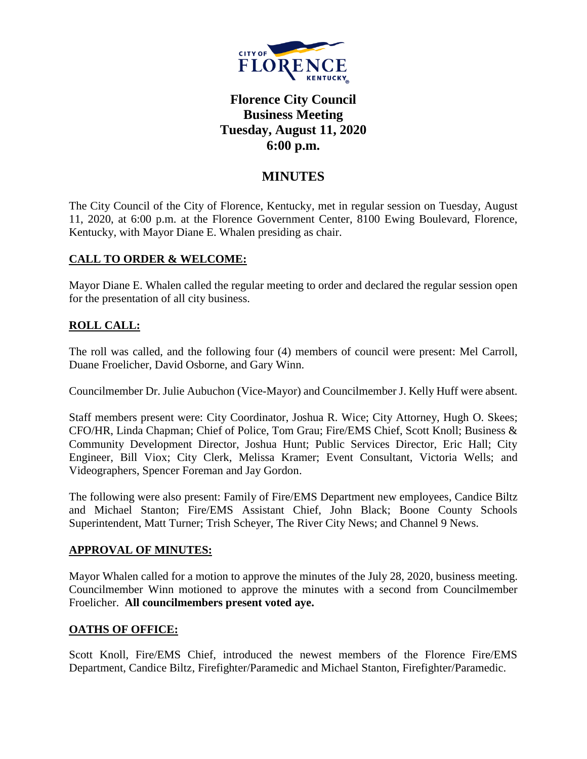# Florence City Council
## Business Meeting
## Tuesday, August 11, 2020
## 6:00 p.m.

## MINUTES

The City Council of the City of Florence, Kentucky, met in regular session on Tuesday, August 11, 2020, at 6:00 p.m. at the Florence Government Center, 8100 Ewing Boulevard, Florence, Kentucky, with Mayor Diane E. Whalen presiding as chair.

### CALL TO ORDER & WELCOME:

Mayor Diane E. Whalen called the regular meeting to order and declared the regular session open for the presentation of all city business.

### ROLL CALL:

The roll was called, and the following four (4) members of council were present: Mel Carroll, Duane Froelicher, David Osborne, and Gary Winn.

Councilmember Dr. Julie Aubuchon (Vice-Mayor) and Councilmember J. Kelly Huff were absent.

Staff members present were: City Coordinator, Joshua R. Wice; City Attorney, Hugh O. Skees; CFO/HR, Linda Chapman; Chief of Police, Tom Grau; Fire/EMS Chief, Scott Knoll; Business & Community Development Director, Joshua Hunt; Public Services Director, Eric Hall; City Engineer, Bill Viox; City Clerk, Melissa Kramer; Event Consultant, Victoria Wells; and Videographers, Spencer Foreman and Jay Gordon.

The following were also present: Family of Fire/EMS Department new employees, Candice Biltz and Michael Stanton; Fire/EMS Assistant Chief, John Black; Boone County Schools Superintendent, Matt Turner; Trish Scheyer, The River City News; and Channel 9 News.

### APPROVAL OF MINUTES:

Mayor Whalen called for a motion to approve the minutes of the July 28, 2020, business meeting. Councilmember Winn motioned to approve the minutes with a second from Councilmember Froelicher. **All councilmembers present voted aye.**

### OATHS OF OFFICE:

Scott Knoll, Fire/EMS Chief, introduced the newest members of the Florence Fire/EMS Department, Candice Biltz, Firefighter/Paramedic and Michael Stanton, Firefighter/Paramedic.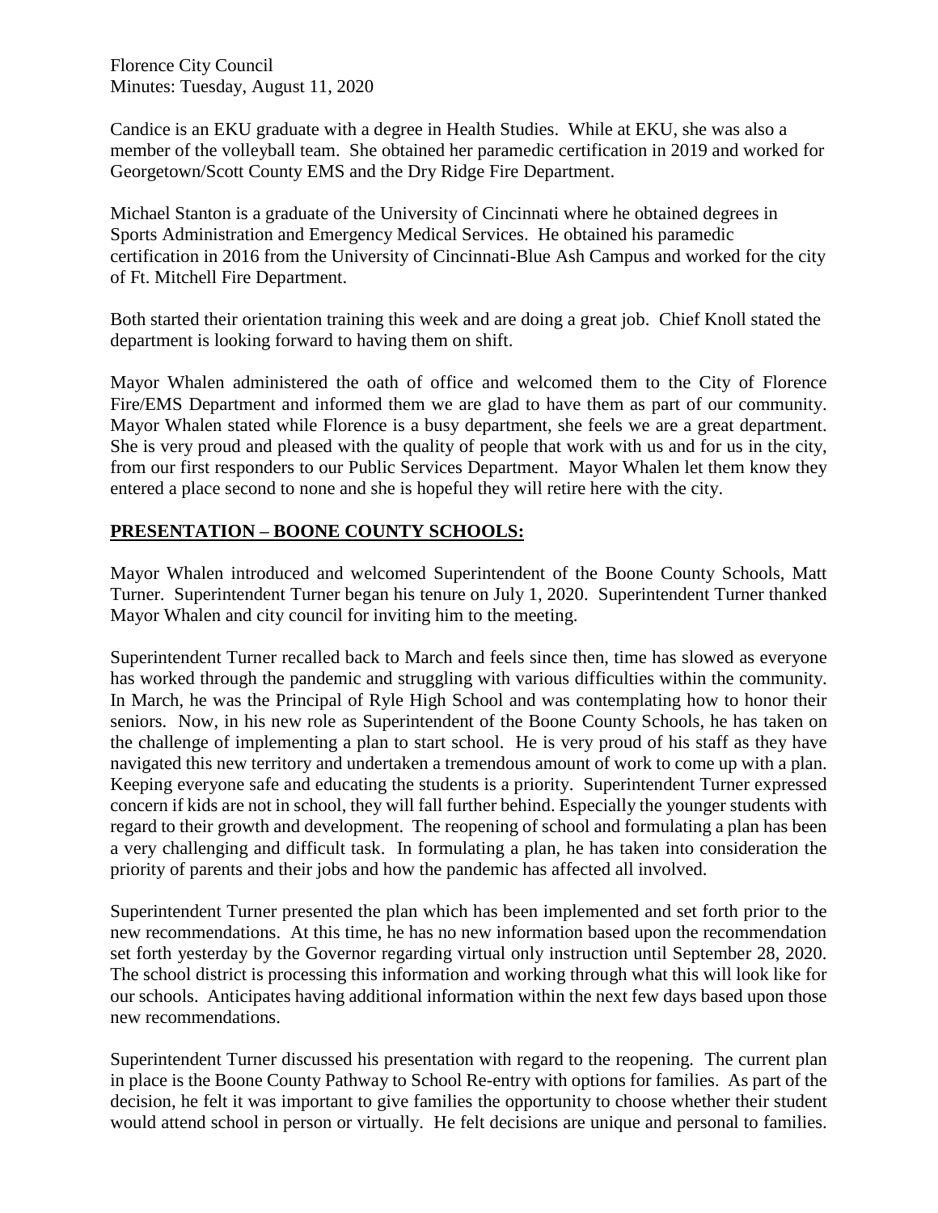Candice is an EKU graduate with a degree in Health Studies. While at EKU, she was also a member of the volleyball team. She obtained her paramedic certification in 2019 and worked for Georgetown/Scott County EMS and the Dry Ridge Fire Department.

Michael Stanton is a graduate of the University of Cincinnati where he obtained degrees in Sports Administration and Emergency Medical Services. He obtained his paramedic certification in 2016 from the University of Cincinnati-Blue Ash Campus and worked for the city of Ft. Mitchell Fire Department.

Both started their orientation training this week and are doing a great job. Chief Knoll stated the department is looking forward to having them on shift.

Mayor Whalen administered the oath of office and welcomed them to the City of Florence Fire/EMS Department and informed them we are glad to have them as part of our community. Mayor Whalen stated while Florence is a busy department, she feels we are a great department. She is very proud and pleased with the quality of people that work with us and for us in the city, from our first responders to our Public Services Department. Mayor Whalen let them know they entered a place second to none and she is hopeful they will retire here with the city.

## **PRESENTATION – BOONE COUNTY SCHOOLS:**

Mayor Whalen introduced and welcomed Superintendent of the Boone County Schools, Matt Turner. Superintendent Turner began his tenure on July 1, 2020. Superintendent Turner thanked Mayor Whalen and city council for inviting him to the meeting.

Superintendent Turner recalled back to March and feels since then, time has slowed as everyone has worked through the pandemic and struggling with various difficulties within the community. In March, he was the Principal of Ryle High School and was contemplating how to honor their seniors. Now, in his new role as Superintendent of the Boone County Schools, he has taken on the challenge of implementing a plan to start school. He is very proud of his staff as they have navigated this new territory and undertaken a tremendous amount of work to come up with a plan. Keeping everyone safe and educating the students is a priority. Superintendent Turner expressed concern if kids are not in school, they will fall further behind. Especially the younger students with regard to their growth and development. The reopening of school and formulating a plan has been a very challenging and difficult task. In formulating a plan, he has taken into consideration the priority of parents and their jobs and how the pandemic has affected all involved.

Superintendent Turner presented the plan which has been implemented and set forth prior to the new recommendations. At this time, he has no new information based upon the recommendation set forth yesterday by the Governor regarding virtual only instruction until September 28, 2020. The school district is processing this information and working through what this will look like for our schools. Anticipates having additional information within the next few days based upon those new recommendations.

Superintendent Turner discussed his presentation with regard to the reopening. The current plan in place is the Boone County Pathway to School Re-entry with options for families. As part of the decision, he felt it was important to give families the opportunity to choose whether their student would attend school in person or virtually. He felt decisions are unique and personal to families.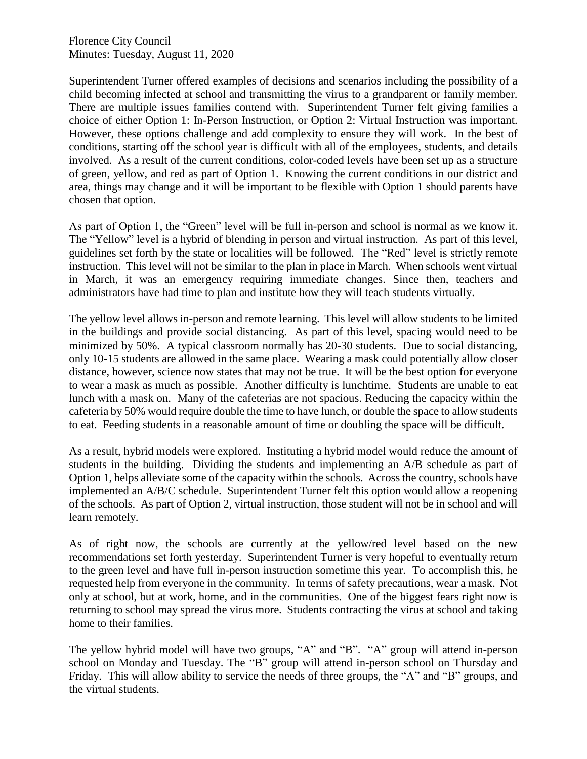Florence City Council
Minutes: Tuesday, August 11, 2020

Superintendent Turner offered examples of decisions and scenarios including the possibility of a child becoming infected at school and transmitting the virus to a grandparent or family member. There are multiple issues families contend with. Superintendent Turner felt giving families a choice of either Option 1: In-Person Instruction, or Option 2: Virtual Instruction was important. However, these options challenge and add complexity to ensure they will work. In the best of conditions, starting off the school year is difficult with all of the employees, students, and details involved. As a result of the current conditions, color-coded levels have been set up as a structure of green, yellow, and red as part of Option 1. Knowing the current conditions in our district and area, things may change and it will be important to be flexible with Option 1 should parents have chosen that option.

As part of Option 1, the "Green" level will be full in-person and school is normal as we know it. The "Yellow" level is a hybrid of blending in person and virtual instruction. As part of this level, guidelines set forth by the state or localities will be followed. The "Red" level is strictly remote instruction. This level will not be similar to the plan in place in March. When schools went virtual in March, it was an emergency requiring immediate changes. Since then, teachers and administrators have had time to plan and institute how they will teach students virtually.

The yellow level allows in-person and remote learning. This level will allow students to be limited in the buildings and provide social distancing. As part of this level, spacing would need to be minimized by 50%. A typical classroom normally has 20-30 students. Due to social distancing, only 10-15 students are allowed in the same place. Wearing a mask could potentially allow closer distance, however, science now states that may not be true. It will be the best option for everyone to wear a mask as much as possible. Another difficulty is lunchtime. Students are unable to eat lunch with a mask on. Many of the cafeterias are not spacious. Reducing the capacity within the cafeteria by 50% would require double the time to have lunch, or double the space to allow students to eat. Feeding students in a reasonable amount of time or doubling the space will be difficult.

As a result, hybrid models were explored. Instituting a hybrid model would reduce the amount of students in the building. Dividing the students and implementing an A/B schedule as part of Option 1, helps alleviate some of the capacity within the schools. Across the country, schools have implemented an A/B/C schedule. Superintendent Turner felt this option would allow a reopening of the schools. As part of Option 2, virtual instruction, those student will not be in school and will learn remotely.

As of right now, the schools are currently at the yellow/red level based on the new recommendations set forth yesterday. Superintendent Turner is very hopeful to eventually return to the green level and have full in-person instruction sometime this year. To accomplish this, he requested help from everyone in the community. In terms of safety precautions, wear a mask. Not only at school, but at work, home, and in the communities. One of the biggest fears right now is returning to school may spread the virus more. Students contracting the virus at school and taking home to their families.

The yellow hybrid model will have two groups, "A" and "B". "A" group will attend in-person school on Monday and Tuesday. The "B" group will attend in-person school on Thursday and Friday. This will allow ability to service the needs of three groups, the "A" and "B" groups, and the virtual students.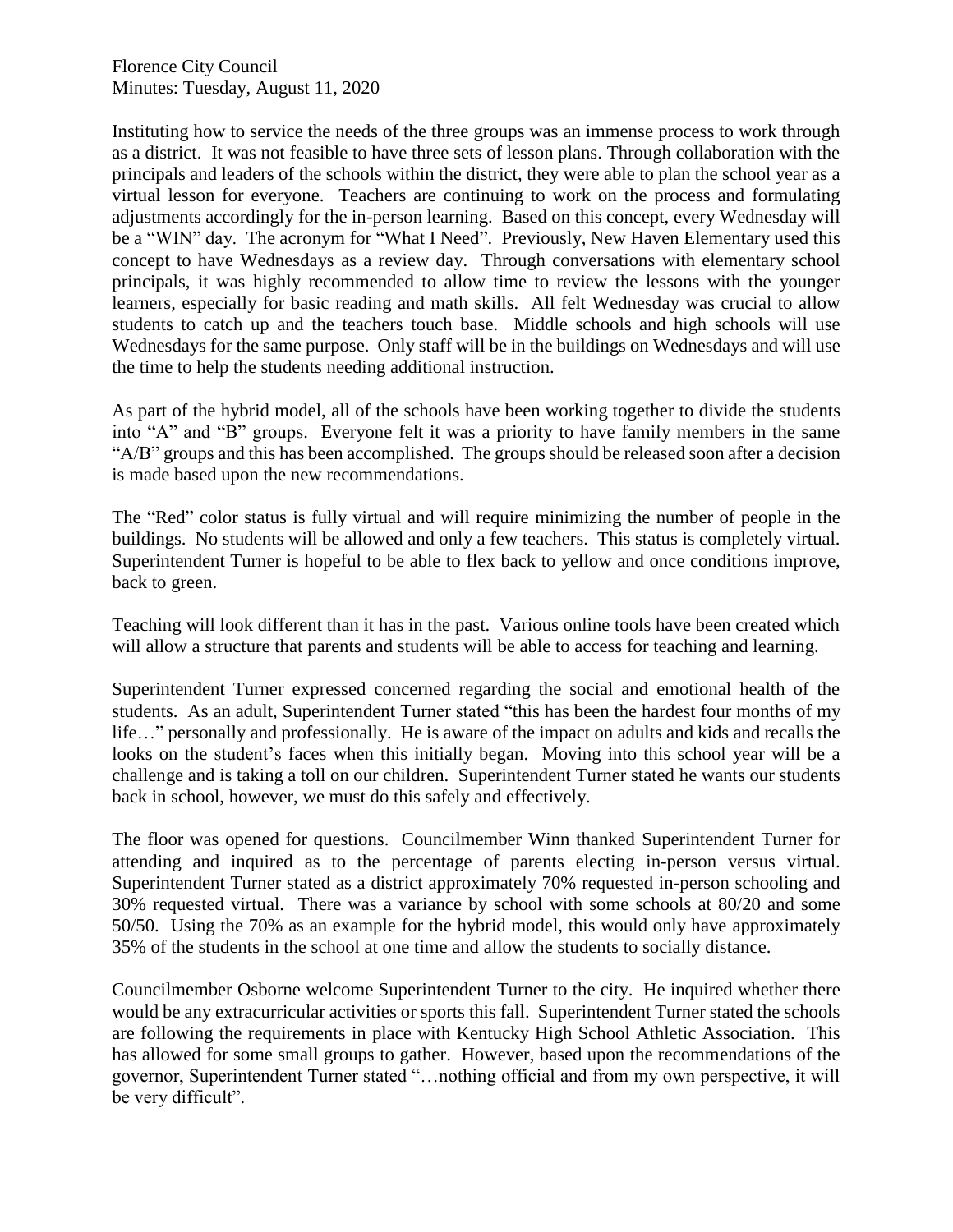Florence City Council
Minutes: Tuesday, August 11, 2020

Instituting how to service the needs of the three groups was an immense process to work through as a district. It was not feasible to have three sets of lesson plans. Through collaboration with the principals and leaders of the schools within the district, they were able to plan the school year as a virtual lesson for everyone. Teachers are continuing to work on the process and formulating adjustments accordingly for the in-person learning. Based on this concept, every Wednesday will be a "WIN" day. The acronym for "What I Need". Previously, New Haven Elementary used this concept to have Wednesdays as a review day. Through conversations with elementary school principals, it was highly recommended to allow time to review the lessons with the younger learners, especially for basic reading and math skills. All felt Wednesday was crucial to allow students to catch up and the teachers touch base. Middle schools and high schools will use Wednesdays for the same purpose. Only staff will be in the buildings on Wednesdays and will use the time to help the students needing additional instruction.

As part of the hybrid model, all of the schools have been working together to divide the students into "A" and "B" groups. Everyone felt it was a priority to have family members in the same "A/B" groups and this has been accomplished. The groups should be released soon after a decision is made based upon the new recommendations.

The "Red" color status is fully virtual and will require minimizing the number of people in the buildings. No students will be allowed and only a few teachers. This status is completely virtual. Superintendent Turner is hopeful to be able to flex back to yellow and once conditions improve, back to green.

Teaching will look different than it has in the past. Various online tools have been created which will allow a structure that parents and students will be able to access for teaching and learning.

Superintendent Turner expressed concerned regarding the social and emotional health of the students. As an adult, Superintendent Turner stated "this has been the hardest four months of my life…" personally and professionally. He is aware of the impact on adults and kids and recalls the looks on the student's faces when this initially began. Moving into this school year will be a challenge and is taking a toll on our children. Superintendent Turner stated he wants our students back in school, however, we must do this safely and effectively.

The floor was opened for questions. Councilmember Winn thanked Superintendent Turner for attending and inquired as to the percentage of parents electing in-person versus virtual. Superintendent Turner stated as a district approximately 70% requested in-person schooling and 30% requested virtual. There was a variance by school with some schools at 80/20 and some 50/50. Using the 70% as an example for the hybrid model, this would only have approximately 35% of the students in the school at one time and allow the students to socially distance.

Councilmember Osborne welcome Superintendent Turner to the city. He inquired whether there would be any extracurricular activities or sports this fall. Superintendent Turner stated the schools are following the requirements in place with Kentucky High School Athletic Association. This has allowed for some small groups to gather. However, based upon the recommendations of the governor, Superintendent Turner stated "…nothing official and from my own perspective, it will be very difficult".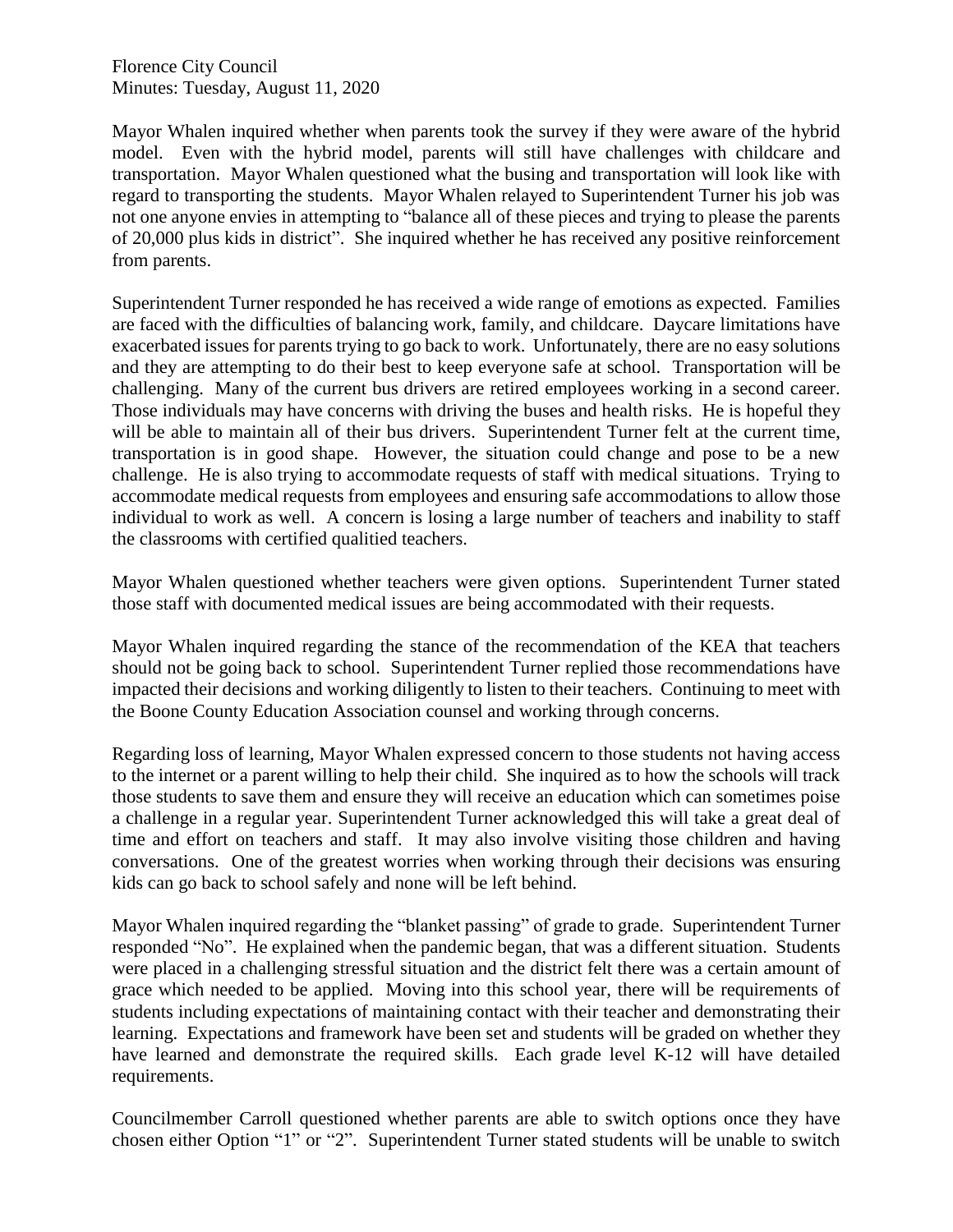Mayor Whalen inquired whether when parents took the survey if they were aware of the hybrid model. Even with the hybrid model, parents will still have challenges with childcare and transportation. Mayor Whalen questioned what the busing and transportation will look like with regard to transporting the students. Mayor Whalen relayed to Superintendent Turner his job was not one anyone envies in attempting to "balance all of these pieces and trying to please the parents of 20,000 plus kids in district". She inquired whether he has received any positive reinforcement from parents.

Superintendent Turner responded he has received a wide range of emotions as expected. Families are faced with the difficulties of balancing work, family, and childcare. Daycare limitations have exacerbated issues for parents trying to go back to work. Unfortunately, there are no easy solutions and they are attempting to do their best to keep everyone safe at school. Transportation will be challenging. Many of the current bus drivers are retired employees working in a second career. Those individuals may have concerns with driving the buses and health risks. He is hopeful they will be able to maintain all of their bus drivers. Superintendent Turner felt at the current time, transportation is in good shape. However, the situation could change and pose to be a new challenge. He is also trying to accommodate requests of staff with medical situations. Trying to accommodate medical requests from employees and ensuring safe accommodations to allow those individual to work as well. A concern is losing a large number of teachers and inability to staff the classrooms with certified qualitied teachers.

Mayor Whalen questioned whether teachers were given options. Superintendent Turner stated those staff with documented medical issues are being accommodated with their requests.

Mayor Whalen inquired regarding the stance of the recommendation of the KEA that teachers should not be going back to school. Superintendent Turner replied those recommendations have impacted their decisions and working diligently to listen to their teachers. Continuing to meet with the Boone County Education Association counsel and working through concerns.

Regarding loss of learning, Mayor Whalen expressed concern to those students not having access to the internet or a parent willing to help their child. She inquired as to how the schools will track those students to save them and ensure they will receive an education which can sometimes poise a challenge in a regular year. Superintendent Turner acknowledged this will take a great deal of time and effort on teachers and staff. It may also involve visiting those children and having conversations. One of the greatest worries when working through their decisions was ensuring kids can go back to school safely and none will be left behind.

Mayor Whalen inquired regarding the "blanket passing" of grade to grade. Superintendent Turner responded "No". He explained when the pandemic began, that was a different situation. Students were placed in a challenging stressful situation and the district felt there was a certain amount of grace which needed to be applied. Moving into this school year, there will be requirements of students including expectations of maintaining contact with their teacher and demonstrating their learning. Expectations and framework have been set and students will be graded on whether they have learned and demonstrate the required skills. Each grade level K-12 will have detailed requirements.

Councilmember Carroll questioned whether parents are able to switch options once they have chosen either Option "1" or "2". Superintendent Turner stated students will be unable to switch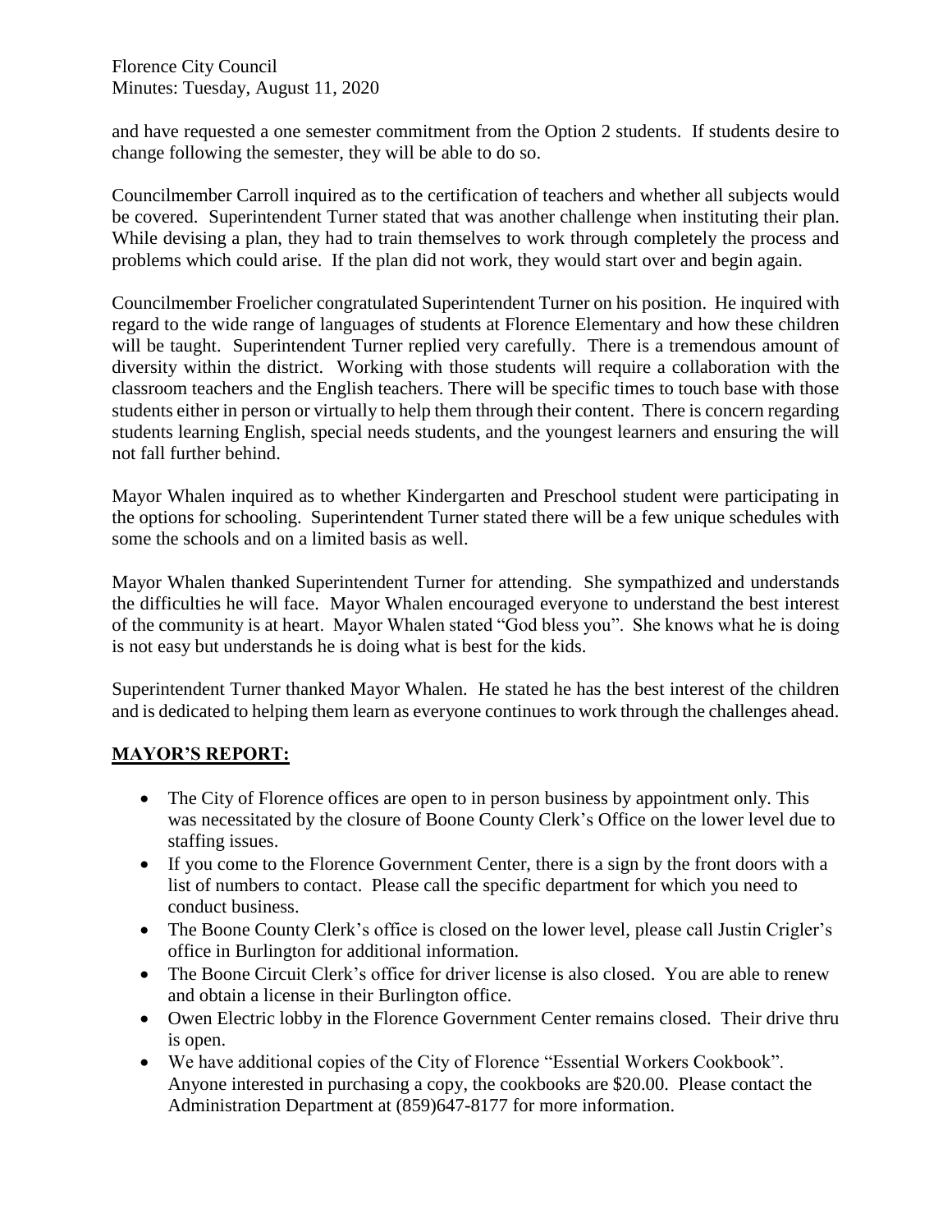and have requested a one semester commitment from the Option 2 students. If students desire to change following the semester, they will be able to do so.

Councilmember Carroll inquired as to the certification of teachers and whether all subjects would be covered. Superintendent Turner stated that was another challenge when instituting their plan. While devising a plan, they had to train themselves to work through completely the process and problems which could arise. If the plan did not work, they would start over and begin again.

Councilmember Froelicher congratulated Superintendent Turner on his position. He inquired with regard to the wide range of languages of students at Florence Elementary and how these children will be taught. Superintendent Turner replied very carefully. There is a tremendous amount of diversity within the district. Working with those students will require a collaboration with the classroom teachers and the English teachers. There will be specific times to touch base with those students either in person or virtually to help them through their content. There is concern regarding students learning English, special needs students, and the youngest learners and ensuring the will not fall further behind.

Mayor Whalen inquired as to whether Kindergarten and Preschool student were participating in the options for schooling. Superintendent Turner stated there will be a few unique schedules with some the schools and on a limited basis as well.

Mayor Whalen thanked Superintendent Turner for attending. She sympathized and understands the difficulties he will face. Mayor Whalen encouraged everyone to understand the best interest of the community is at heart. Mayor Whalen stated "God bless you". She knows what he is doing is not easy but understands he is doing what is best for the kids.

Superintendent Turner thanked Mayor Whalen. He stated he has the best interest of the children and is dedicated to helping them learn as everyone continues to work through the challenges ahead.

## MAYOR'S REPORT:

- The City of Florence offices are open to in person business by appointment only. This was necessitated by the closure of Boone County Clerk's Office on the lower level due to staffing issues.
- If you come to the Florence Government Center, there is a sign by the front doors with a list of numbers to contact. Please call the specific department for which you need to conduct business.
- The Boone County Clerk's office is closed on the lower level, please call Justin Crigler's office in Burlington for additional information.
- The Boone Circuit Clerk's office for driver license is also closed. You are able to renew and obtain a license in their Burlington office.
- Owen Electric lobby in the Florence Government Center remains closed. Their drive thru is open.
- We have additional copies of the City of Florence "Essential Workers Cookbook". Anyone interested in purchasing a copy, the cookbooks are $20.00. Please contact the Administration Department at (859)647-8177 for more information.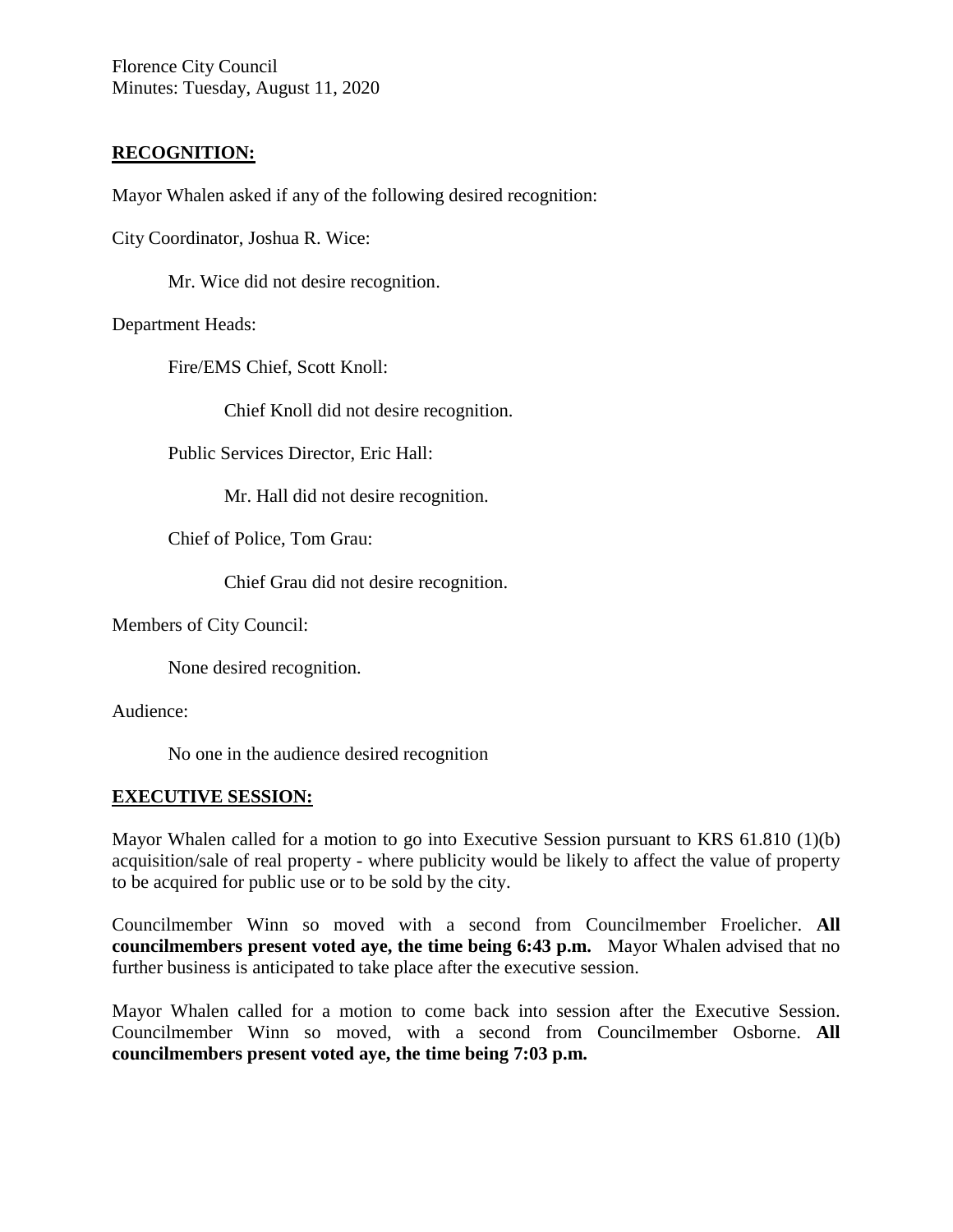Florence City Council
Minutes: Tuesday, August 11, 2020

## RECOGNITION:

Mayor Whalen asked if any of the following desired recognition:

City Coordinator, Joshua R. Wice:

Mr. Wice did not desire recognition.

Department Heads:

Fire/EMS Chief, Scott Knoll:

Chief Knoll did not desire recognition.

Public Services Director, Eric Hall:

Mr. Hall did not desire recognition.

Chief of Police, Tom Grau:

Chief Grau did not desire recognition.

Members of City Council:

None desired recognition.

Audience:

No one in the audience desired recognition

## EXECUTIVE SESSION:

Mayor Whalen called for a motion to go into Executive Session pursuant to KRS 61.810 (1)(b) acquisition/sale of real property - where publicity would be likely to affect the value of property to be acquired for public use or to be sold by the city.

Councilmember Winn so moved with a second from Councilmember Froelicher. **All councilmembers present voted aye, the time being 6:43 p.m.** Mayor Whalen advised that no further business is anticipated to take place after the executive session.

Mayor Whalen called for a motion to come back into session after the Executive Session. Councilmember Winn so moved, with a second from Councilmember Osborne. **All councilmembers present voted aye, the time being 7:03 p.m.**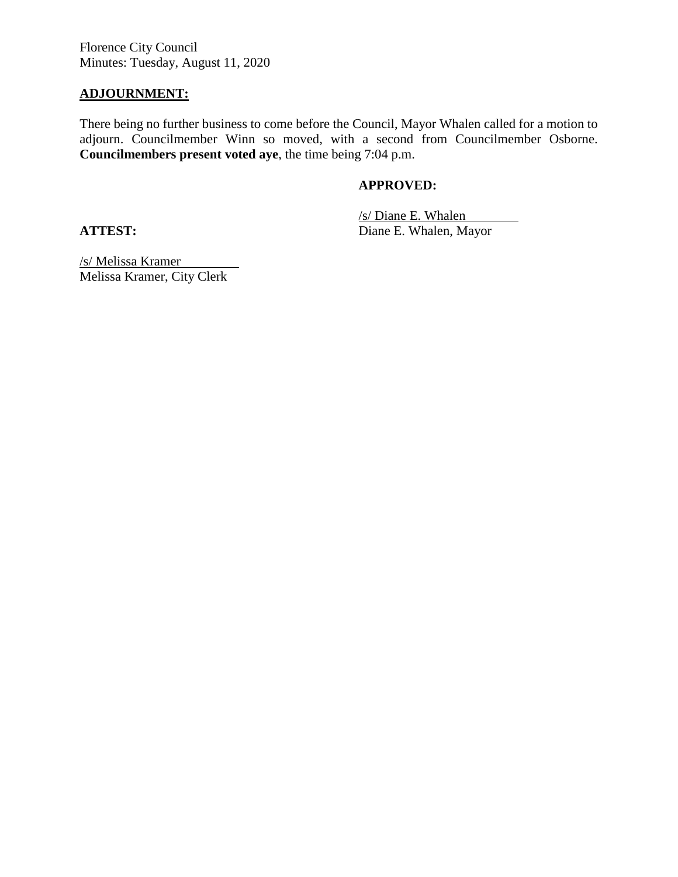Florence City Council
Minutes: Tuesday, August 11, 2020

## ADJOURNMENT:

There being no further business to come before the Council, Mayor Whalen called for a motion to adjourn. Councilmember Winn so moved, with a second from Councilmember Osborne. **Councilmembers present voted aye**, the time being 7:04 p.m.

**APPROVED:**

/s/ Diane E. Whalen
Diane E. Whalen, Mayor

**ATTEST:**

/s/ Melissa Kramer
Melissa Kramer, City Clerk